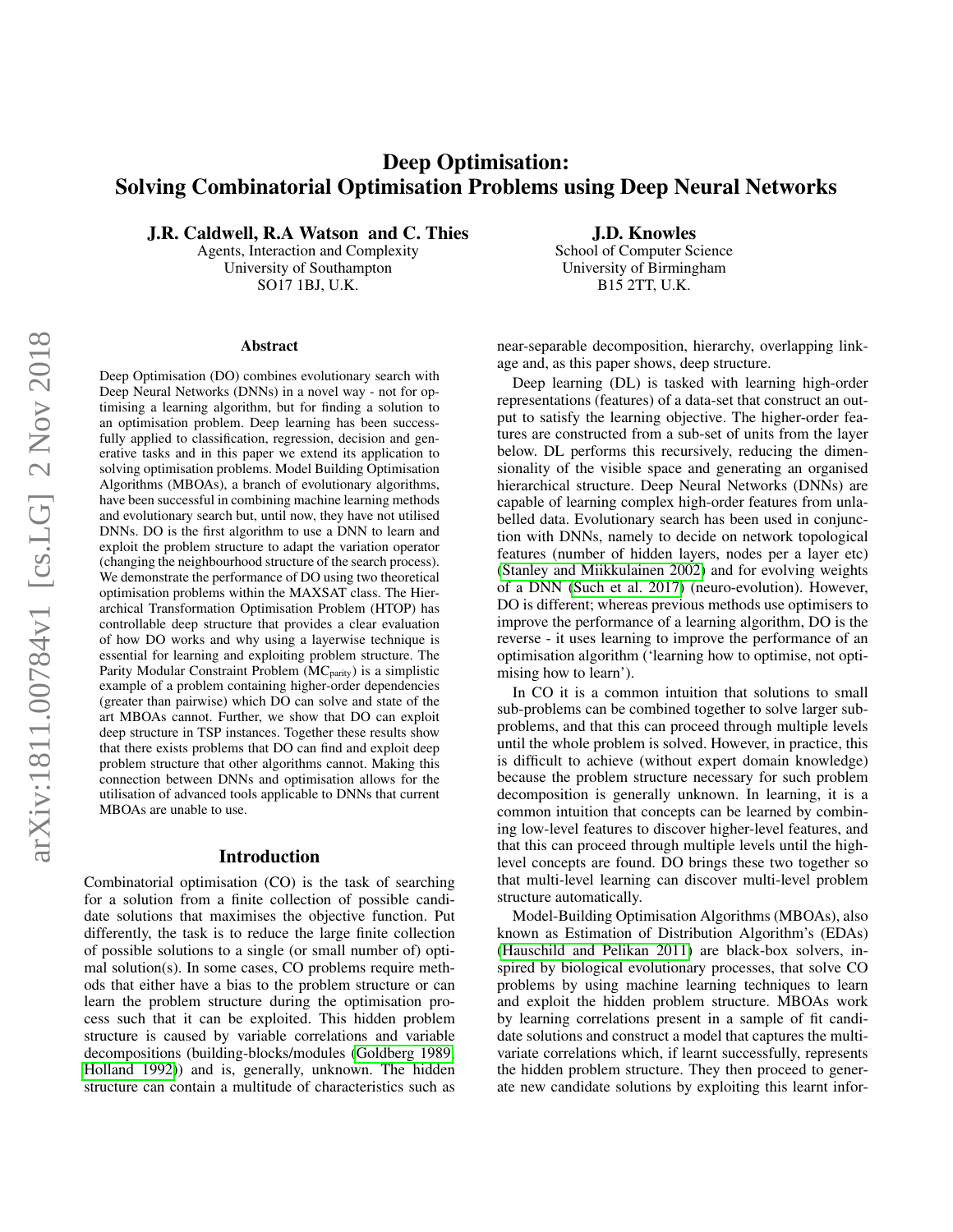# Deep Optimisation: Solving Combinatorial Optimisation Problems using Deep Neural Networks

**J.R. Caldwell, R.A Watson and C. Thies**
Agents, Interaction and Complexity
University of Southampton
SO17 1BJ, U.K.

**J.D. Knowles**
School of Computer Science
University of Birmingham
B15 2TT, U.K.

## Abstract

Deep Optimisation (DO) combines evolutionary search with Deep Neural Networks (DNNs) in a novel way - not for optimising a learning algorithm, but for finding a solution to an optimisation problem. Deep learning has been successfully applied to classification, regression, decision and generative tasks and in this paper we extend its application to solving optimisation problems. Model Building Optimisation Algorithms (MBOAs), a branch of evolutionary algorithms, have been successful in combining machine learning methods and evolutionary search but, until now, they have not utilised DNNs. DO is the first algorithm to use a DNN to learn and exploit the problem structure to adapt the variation operator (changing the neighbourhood structure of the search process). We demonstrate the performance of DO using two theoretical optimisation problems within the MAXSAT class. The Hierarchical Transformation Optimisation Problem (HTOP) has controllable deep structure that provides a clear evaluation of how DO works and why using a layerwise technique is essential for learning and exploiting problem structure. The Parity Modular Constraint Problem ($MC_{parity}$) is a simplistic example of a problem containing higher-order dependencies (greater than pairwise) which DO can solve and state of the art MBOAs cannot. Further, we show that DO can exploit deep structure in TSP instances. Together these results show that there exists problems that DO can find and exploit deep problem structure that other algorithms cannot. Making this connection between DNNs and optimisation allows for the utilisation of advanced tools applicable to DNNs that current MBOAs are unable to use.

## Introduction

Combinatorial optimisation (CO) is the task of searching for a solution from a finite collection of possible candidate solutions that maximises the objective function. Put differently, the task is to reduce the large finite collection of possible solutions to a single (or small number of) optimal solution(s). In some cases, CO problems require methods that either have a bias to the problem structure or can learn the problem structure during the optimisation process such that it can be exploited. This hidden problem structure is caused by variable correlations and variable decompositions (building-blocks/modules (Goldberg 1989; Holland 1992)) and is, generally, unknown. The hidden structure can contain a multitude of characteristics such as near-separable decomposition, hierarchy, overlapping linkage and, as this paper shows, deep structure.

Deep learning (DL) is tasked with learning high-order representations (features) of a data-set that construct an output to satisfy the learning objective. The higher-order features are constructed from a sub-set of units from the layer below. DL performs this recursively, reducing the dimensionality of the visible space and generating an organised hierarchical structure. Deep Neural Networks (DNNs) are capable of learning complex high-order features from unlabelled data. Evolutionary search has been used in conjunction with DNNs, namely to decide on network topological features (number of hidden layers, nodes per a layer etc) (Stanley and Miikkulainen 2002) and for evolving weights of a DNN (Such et al. 2017) (neuro-evolution). However, DO is different; whereas previous methods use optimisers to improve the performance of a learning algorithm, DO is the reverse - it uses learning to improve the performance of an optimisation algorithm ('learning how to optimise, not optimising how to learn').

In CO it is a common intuition that solutions to small sub-problems can be combined together to solve larger sub-problems, and that this can proceed through multiple levels until the whole problem is solved. However, in practice, this is difficult to achieve (without expert domain knowledge) because the problem structure necessary for such problem decomposition is generally unknown. In learning, it is a common intuition that concepts can be learned by combining low-level features to discover higher-level features, and that this can proceed through multiple levels until the high-level concepts are found. DO brings these two together so that multi-level learning can discover multi-level problem structure automatically.

Model-Building Optimisation Algorithms (MBOAs), also known as Estimation of Distribution Algorithm's (EDAs) (Hauschild and Pelikan 2011) are black-box solvers, inspired by biological evolutionary processes, that solve CO problems by using machine learning techniques to learn and exploit the hidden problem structure. MBOAs work by learning correlations present in a sample of fit candidate solutions and construct a model that captures the multivariate correlations which, if learnt successfully, represents the hidden problem structure. They then proceed to generate new candidate solutions by exploiting this learnt infor-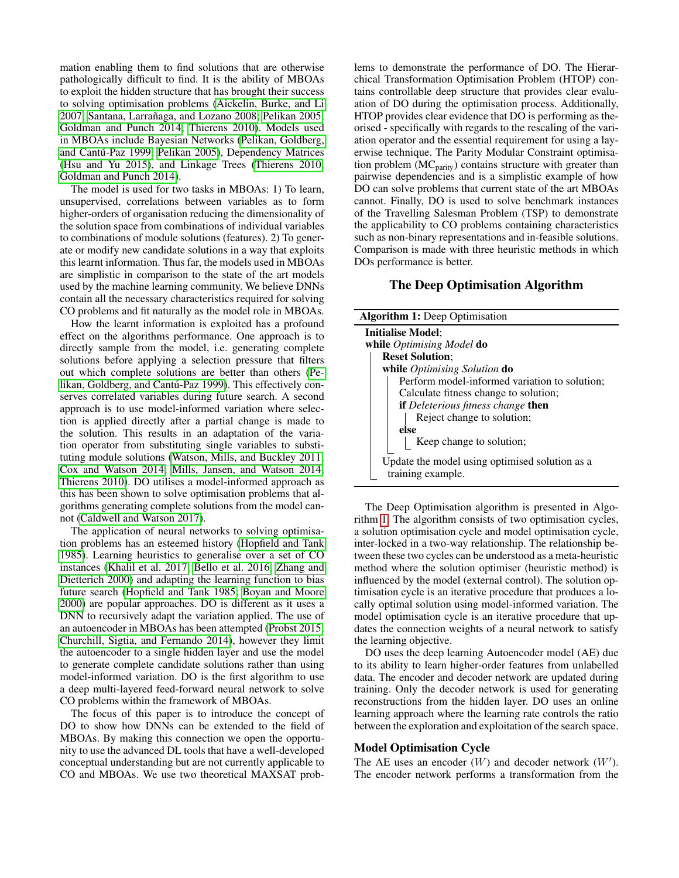mation enabling them to find solutions that are otherwise pathologically difficult to find. It is the ability of MBOAs to exploit the hidden structure that has brought their success to solving optimisation problems (Aickelin, Burke, and Li 2007; Santana, Larrañaga, and Lozano 2008; Pelikan 2005; Goldman and Punch 2014; Thierens 2010). Models used in MBOAs include Bayesian Networks (Pelikan, Goldberg, and Cantú-Paz 1999; Pelikan 2005), Dependency Matrices (Hsu and Yu 2015), and Linkage Trees (Thierens 2010; Goldman and Punch 2014).

The model is used for two tasks in MBOAs: 1) To learn, unsupervised, correlations between variables as to form higher-orders of organisation reducing the dimensionality of the solution space from combinations of individual variables to combinations of module solutions (features). 2) To generate or modify new candidate solutions in a way that exploits this learnt information. Thus far, the models used in MBOAs are simplistic in comparison to the state of the art models used by the machine learning community. We believe DNNs contain all the necessary characteristics required for solving CO problems and fit naturally as the model role in MBOAs.

How the learnt information is exploited has a profound effect on the algorithms performance. One approach is to directly sample from the model, i.e. generating complete solutions before applying a selection pressure that filters out which complete solutions are better than others (Pelikan, Goldberg, and Cantú-Paz 1999). This effectively conserves correlated variables during future search. A second approach is to use model-informed variation where selection is applied directly after a partial change is made to the solution. This results in an adaptation of the variation operator from substituting single variables to substituting module solutions (Watson, Mills, and Buckley 2011; Cox and Watson 2014; Mills, Jansen, and Watson 2014; Thierens 2010). DO utilises a model-informed approach as this has been shown to solve optimisation problems that algorithms generating complete solutions from the model cannot (Caldwell and Watson 2017).

The application of neural networks to solving optimisation problems has an esteemed history (Hopfield and Tank 1985). Learning heuristics to generalise over a set of CO instances (Khalil et al. 2017; Bello et al. 2016; Zhang and Dietterich 2000) and adapting the learning function to bias future search (Hopfield and Tank 1985; Boyan and Moore 2000) are popular approaches. DO is different as it uses a DNN to recursively adapt the variation applied. The use of an autoencoder in MBOAs has been attempted (Probst 2015; Churchill, Sigtia, and Fernando 2014), however they limit the autoencoder to a single hidden layer and use the model to generate complete candidate solutions rather than using model-informed variation. DO is the first algorithm to use a deep multi-layered feed-forward neural network to solve CO problems within the framework of MBOAs.

The focus of this paper is to introduce the concept of DO to show how DNNs can be extended to the field of MBOAs. By making this connection we open the opportunity to use the advanced DL tools that have a well-developed conceptual understanding but are not currently applicable to CO and MBOAs. We use two theoretical MAXSAT problems to demonstrate the performance of DO. The Hierarchical Transformation Optimisation Problem (HTOP) contains controllable deep structure that provides clear evaluation of DO during the optimisation process. Additionally, HTOP provides clear evidence that DO is performing as theorised - specifically with regards to the rescaling of the variation operator and the essential requirement for using a layerwise technique. The Parity Modular Constraint optimisation problem ($MC_{parity}$) contains structure with greater than pairwise dependencies and is a simplistic example of how DO can solve problems that current state of the art MBOAs cannot. Finally, DO is used to solve benchmark instances of the Travelling Salesman Problem (TSP) to demonstrate the applicability to CO problems containing characteristics such as non-binary representations and in-feasible solutions. Comparison is made with three heuristic methods in which DOs performance is better.

## The Deep Optimisation Algorithm

**Algorithm 1:** Deep Optimisation

```
Initialise Model;
while Optimising Model do
    Reset Solution;
    while Optimising Solution do
        Perform model-informed variation to solution;
        Calculate fitness change to solution;
        if Deleterious fitness change then
            Reject change to solution;
        else
            Keep change to solution;
    Update the model using optimised solution as a
      training example.
```

The Deep Optimisation algorithm is presented in Algorithm 1. The algorithm consists of two optimisation cycles, a solution optimisation cycle and model optimisation cycle, inter-locked in a two-way relationship. The relationship between these two cycles can be understood as a meta-heuristic method where the solution optimiser (heuristic method) is influenced by the model (external control). The solution optimisation cycle is an iterative procedure that produces a locally optimal solution using model-informed variation. The model optimisation cycle is an iterative procedure that updates the connection weights of a neural network to satisfy the learning objective.

DO uses the deep learning Autoencoder model (AE) due to its ability to learn higher-order features from unlabelled data. The encoder and decoder network are updated during training. Only the decoder network is used for generating reconstructions from the hidden layer. DO uses an online learning approach where the learning rate controls the ratio between the exploration and exploitation of the search space.

### Model Optimisation Cycle

The AE uses an encoder ($W$) and decoder network ($W'$). The encoder network performs a transformation from the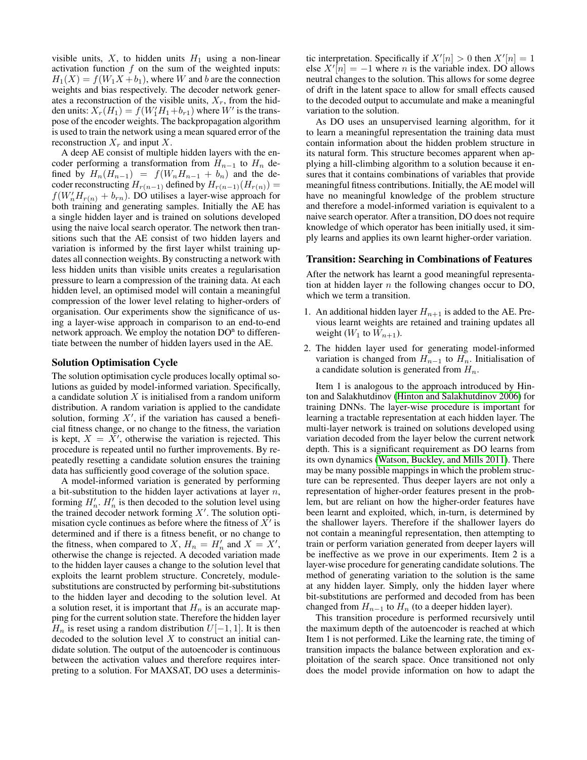visible units, $X$, to hidden units $H_1$ using a non-linear activation function $f$ on the sum of the weighted inputs: $H_1(X) = f(W_1 X + b_1)$, where $W$ and $b$ are the connection weights and bias respectively. The decoder network generates a reconstruction of the visible units, $X_r$, from the hidden units: $X_r(H_1) = f(W_1' H_1 + b_{r1})$ where $W'$ is the transpose of the encoder weights. The backpropagation algorithm is used to train the network using a mean squared error of the reconstruction $X_r$ and input $X$.

A deep AE consist of multiple hidden layers with the encoder performing a transformation from $H_{n-1}$ to $H_n$ defined by $H_n(H_{n-1}) = f(W_n H_{n-1} + b_n)$ and the decoder reconstructing $H_{r(n-1)}$ defined by $H_{r(n-1)}(H_{r(n)}) = f(W_n' H_{r(n)} + b_{rn})$. DO utilises a layer-wise approach for both training and generating samples. Initially the AE has a single hidden layer and is trained on solutions developed using the naive local search operator. The network then transitions such that the AE consist of two hidden layers and variation is informed by the first layer whilst training updates all connection weights. By constructing a network with less hidden units than visible units creates a regularisation pressure to learn a compression of the training data. At each hidden level, an optimised model will contain a meaningful compression of the lower level relating to higher-orders of organisation. Our experiments show the significance of using a layer-wise approach in comparison to an end-to-end network approach. We employ the notation $\text{DO}^{\text{n}}$ to differentiate between the number of hidden layers used in the AE.

### Solution Optimisation Cycle

The solution optimisation cycle produces locally optimal solutions as guided by model-informed variation. Specifically, a candidate solution $X$ is initialised from a random uniform distribution. A random variation is applied to the candidate solution, forming $X'$, if the variation has caused a beneficial fitness change, or no change to the fitness, the variation is kept, $X = X'$, otherwise the variation is rejected. This procedure is repeated until no further improvements. By repeatedly resetting a candidate solution ensures the training data has sufficiently good coverage of the solution space.

A model-informed variation is generated by performing a bit-substitution to the hidden layer activations at layer $n$, forming $H_n'$. $H_n'$ is then decoded to the solution level using the trained decoder network forming $X'$. The solution optimisation cycle continues as before where the fitness of $X'$ is determined and if there is a fitness benefit, or no change to the fitness, when compared to $X$, $H_n = H_n'$ and $X = X'$, otherwise the change is rejected. A decoded variation made to the hidden layer causes a change to the solution level that exploits the learnt problem structure. Concretely, module-substitutions are constructed by performing bit-substitutions to the hidden layer and decoding to the solution level. At a solution reset, it is important that $H_n$ is an accurate mapping for the current solution state. Therefore the hidden layer $H_n$ is reset using a random distribution $U[-1, 1]$. It is then decoded to the solution level $X$ to construct an initial candidate solution. The output of the autoencoder is continuous between the activation values and therefore requires interpreting to a solution. For MAXSAT, DO uses a deterministic interpretation. Specifically if $X'[n] > 0$ then $X'[n] = 1$ else $X'[n] = -1$ where $n$ is the variable index. DO allows neutral changes to the solution. This allows for some degree of drift in the latent space to allow for small effects caused to the decoded output to accumulate and make a meaningful variation to the solution.

As DO uses an unsupervised learning algorithm, for it to learn a meaningful representation the training data must contain information about the hidden problem structure in its natural form. This structure becomes apparent when applying a hill-climbing algorithm to a solution because it ensures that it contains combinations of variables that provide meaningful fitness contributions. Initially, the AE model will have no meaningful knowledge of the problem structure and therefore a model-informed variation is equivalent to a naive search operator. After a transition, DO does not require knowledge of which operator has been initially used, it simply learns and applies its own learnt higher-order variation.

### Transition: Searching in Combinations of Features

After the network has learnt a good meaningful representation at hidden layer $n$ the following changes occur to DO, which we term a transition.

1. An additional hidden layer $H_{n+1}$ is added to the AE. Previous learnt weights are retained and training updates all weight ($W_1$ to $W_{n+1}$).
2. The hidden layer used for generating model-informed variation is changed from $H_{n-1}$ to $H_n$. Initialisation of a candidate solution is generated from $H_n$.

Item 1 is analogous to the approach introduced by Hinton and Salakhutdinov (Hinton and Salakhutdinov 2006) for training DNNs. The layer-wise procedure is important for learning a tractable representation at each hidden layer. The multi-layer network is trained on solutions developed using variation decoded from the layer below the current network depth. This is a significant requirement as DO learns from its own dynamics (Watson, Buckley, and Mills 2011). There may be many possible mappings in which the problem structure can be represented. Thus deeper layers are not only a representation of higher-order features present in the problem, but are reliant on how the higher-order features have been learnt and exploited, which, in-turn, is determined by the shallower layers. Therefore if the shallower layers do not contain a meaningful representation, then attempting to train or perform variation generated from deeper layers will be ineffective as we prove in our experiments. Item 2 is a layer-wise procedure for generating candidate solutions. The method of generating variation to the solution is the same at any hidden layer. Simply, only the hidden layer where bit-substitutions are performed and decoded from has been changed from $H_{n-1}$ to $H_n$ (to a deeper hidden layer).

This transition procedure is performed recursively until the maximum depth of the autoencoder is reached at which Item 1 is not performed. Like the learning rate, the timing of transition impacts the balance between exploration and exploitation of the search space. Once transitioned not only does the model provide information on how to adapt the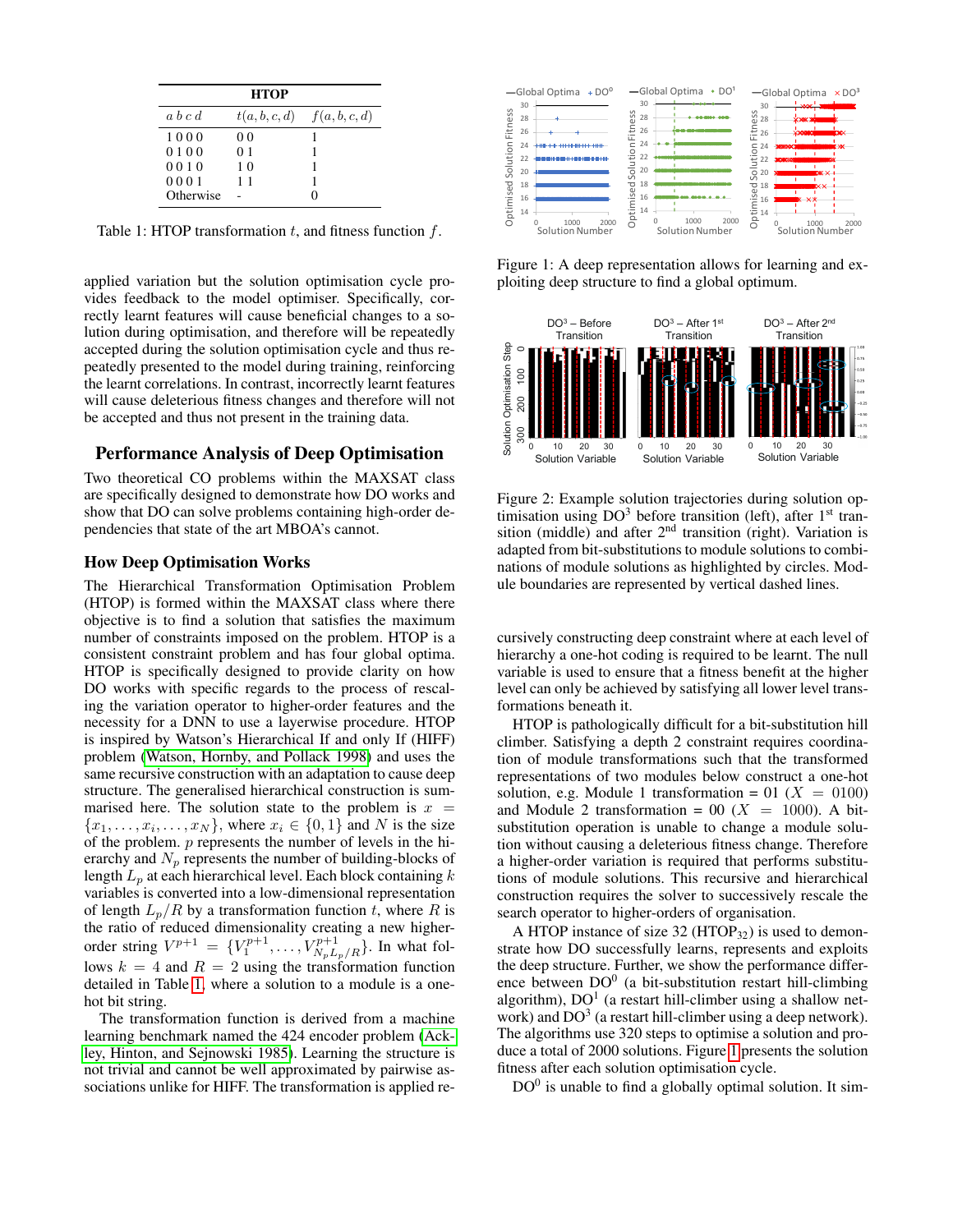| HTOP | | |
|---|---|---|
| $a\,b\,c\,d$ | $t(a,b,c,d)$ | $f(a,b,c,d)$ |
| 1 0 0 0 | 0 0 | 1 |
| 0 1 0 0 | 0 1 | 1 |
| 0 0 1 0 | 1 0 | 1 |
| 0 0 0 1 | 1 1 | 1 |
| Otherwise | - | 0 |

Table 1: HTOP transformation $t$, and fitness function $f$.

applied variation but the solution optimisation cycle provides feedback to the model optimiser. Specifically, correctly learnt features will cause beneficial changes to a solution during optimisation, and therefore will be repeatedly accepted during the solution optimisation cycle and thus repeatedly presented to the model during training, reinforcing the learnt correlations. In contrast, incorrectly learnt features will cause deleterious fitness changes and therefore will not be accepted and thus not present in the training data.

## Performance Analysis of Deep Optimisation

Two theoretical CO problems within the MAXSAT class are specifically designed to demonstrate how DO works and show that DO can solve problems containing high-order dependencies that state of the art MBOA's cannot.

### How Deep Optimisation Works

The Hierarchical Transformation Optimisation Problem (HTOP) is formed within the MAXSAT class where there objective is to find a solution that satisfies the maximum number of constraints imposed on the problem. HTOP is a consistent constraint problem and has four global optima. HTOP is specifically designed to provide clarity on how DO works with specific regards to the process of rescaling the variation operator to higher-order features and the necessity for a DNN to use a layerwise procedure. HTOP is inspired by Watson's Hierarchical If and only If (HIFF) problem (Watson, Hornby, and Pollack 1998) and uses the same recursive construction with an adaptation to cause deep structure. The generalised hierarchical construction is summarised here. The solution state to the problem is $x = \{x_1, \ldots, x_i, \ldots, x_N\}$, where $x_i \in \{0, 1\}$ and $N$ is the size of the problem. $p$ represents the number of levels in the hierarchy and $N_p$ represents the number of building-blocks of length $L_p$ at each hierarchical level. Each block containing $k$ variables is converted into a low-dimensional representation of length $L_p/R$ by a transformation function $t$, where $R$ is the ratio of reduced dimensionality creating a new higher-order string $V^{p+1} = \{V_1^{p+1}, \ldots, V_{N_p L_p/R}^{p+1}\}$. In what follows $k = 4$ and $R = 2$ using the transformation function detailed in Table 1, where a solution to a module is a one-hot bit string.

The transformation function is derived from a machine learning benchmark named the 424 encoder problem (Ackley, Hinton, and Sejnowski 1985). Learning the structure is not trivial and cannot be well approximated by pairwise associations unlike for HIFF. The transformation is applied recursively constructing deep constraint where at each level of hierarchy a one-hot coding is required to be learnt. The null variable is used to ensure that a fitness benefit at the higher level can only be achieved by satisfying all lower level transformations beneath it.

Figure 1: A deep representation allows for learning and exploiting deep structure to find a global optimum.

Figure 2: Example solution trajectories during solution optimisation using DO$^3$ before transition (left), after 1$^{st}$ transition (middle) and after 2$^{nd}$ transition (right). Variation is adapted from bit-substitutions to module solutions to combinations of module solutions as highlighted by circles. Module boundaries are represented by vertical dashed lines.

HTOP is pathologically difficult for a bit-substitution hill climber. Satisfying a depth 2 constraint requires coordination of module transformations such that the transformed representations of two modules below construct a one-hot solution, e.g. Module 1 transformation = 01 ($X = 0100$) and Module 2 transformation = 00 ($X = 1000$). A bit-substitution operation is unable to change a module solution without causing a deleterious fitness change. Therefore a higher-order variation is required that performs substitutions of module solutions. This recursive and hierarchical construction requires the solver to successively rescale the search operator to higher-orders of organisation.

A HTOP instance of size 32 (HTOP$_{32}$) is used to demonstrate how DO successfully learns, represents and exploits the deep structure. Further, we show the performance difference between DO$^0$ (a bit-substitution restart hill-climbing algorithm), DO$^1$ (a restart hill-climber using a shallow network) and DO$^3$ (a restart hill-climber using a deep network). The algorithms use 320 steps to optimise a solution and produce a total of 2000 solutions. Figure 1 presents the solution fitness after each solution optimisation cycle.

DO$^0$ is unable to find a globally optimal solution. It sim-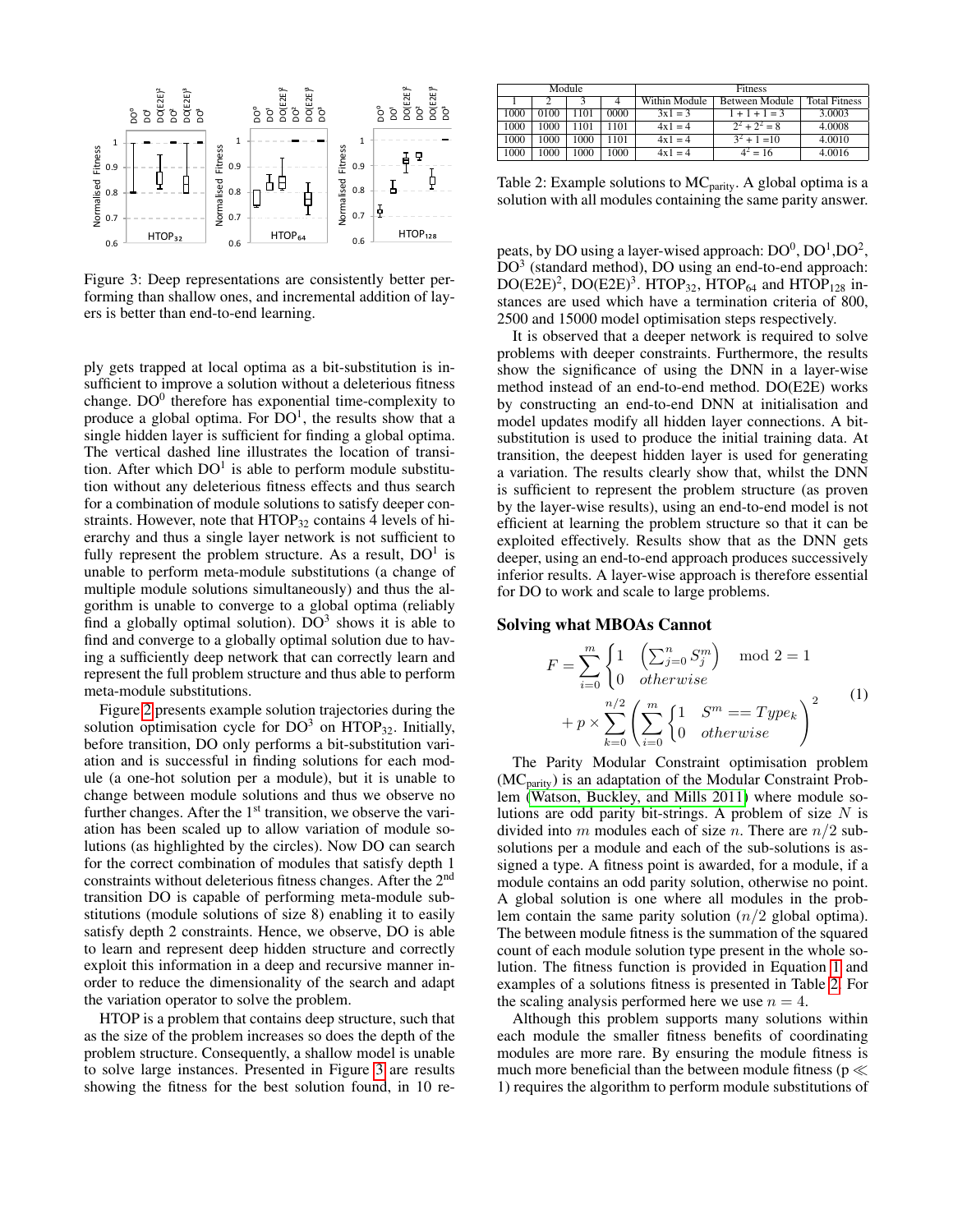Figure 3: Deep representations are consistently better performing than shallow ones, and incremental addition of layers is better than end-to-end learning.

ply gets trapped at local optima as a bit-substitution is insufficient to improve a solution without a deleterious fitness change. $DO^0$ therefore has exponential time-complexity to produce a global optima. For $DO^1$, the results show that a single hidden layer is sufficient for finding a global optima. The vertical dashed line illustrates the location of transition. After which $DO^1$ is able to perform module substitution without any deleterious fitness effects and thus search for a combination of module solutions to satisfy deeper constraints. However, note that $HTOP_{32}$ contains 4 levels of hierarchy and thus a single layer network is not sufficient to fully represent the problem structure. As a result, $DO^1$ is unable to perform meta-module substitutions (a change of multiple module solutions simultaneously) and thus the algorithm is unable to converge to a global optima (reliably find a globally optimal solution). $DO^3$ shows it is able to find and converge to a globally optimal solution due to having a sufficiently deep network that can correctly learn and represent the full problem structure and thus able to perform meta-module substitutions.

Figure 2 presents example solution trajectories during the solution optimisation cycle for $DO^3$ on $HTOP_{32}$. Initially, before transition, DO only performs a bit-substitution variation and is successful in finding solutions for each module (a one-hot solution per a module), but it is unable to change between module solutions and thus we observe no further changes. After the 1st transition, we observe the variation has been scaled up to allow variation of module solutions (as highlighted by the circles). Now DO can search for the correct combination of modules that satisfy depth 1 constraints without deleterious fitness changes. After the 2nd transition DO is capable of performing meta-module substitutions (module solutions of size 8) enabling it to easily satisfy depth 2 constraints. Hence, we observe, DO is able to learn and represent deep hidden structure and correctly exploit this information in a deep and recursive manner inorder to reduce the dimensionality of the search and adapt the variation operator to solve the problem.

HTOP is a problem that contains deep structure, such that as the size of the problem increases so does the depth of the problem structure. Consequently, a shallow model is unable to solve large instances. Presented in Figure 3 are results showing the fitness for the best solution found, in 10 repeats, by DO using a layer-wised approach: $DO^0$, $DO^1$, $DO^2$, $DO^3$ (standard method), DO using an end-to-end approach: $DO(E2E)^2$, $DO(E2E)^3$. $HTOP_{32}$, $HTOP_{64}$ and $HTOP_{128}$ instances are used which have a termination criteria of 800, 2500 and 15000 model optimisation steps respectively.

It is observed that a deeper network is required to solve problems with deeper constraints. Furthermore, the results show the significance of using the DNN in a layer-wise method instead of an end-to-end method. DO(E2E) works by constructing an end-to-end DNN at initialisation and model updates modify all hidden layer connections. A bit-substitution is used to produce the initial training data. At transition, the deepest hidden layer is used for generating a variation. The results clearly show that, whilst the DNN is sufficient to represent the problem structure (as proven by the layer-wise results), using an end-to-end model is not efficient at learning the problem structure so that it can be exploited effectively. Results show that as the DNN gets deeper, using an end-to-end approach produces successively inferior results. A layer-wise approach is therefore essential for DO to work and scale to large problems.

| Module | | | | Fitness | | |
|---|---|---|---|---|---|---|
| 1 | 2 | 3 | 4 | Within Module | Between Module | Total Fitness |
| 1000 | 0100 | 1101 | 0000 | 3x1 = 3 | 1 + 1 + 1 = 3 | 3.0003 |
| 1000 | 1000 | 1101 | 1101 | 4x1 = 4 | $2^2 + 2^2 = 8$ | 4.0008 |
| 1000 | 1000 | 1000 | 1101 | 4x1 = 4 | $3^2 + 1 = 10$ | 4.0010 |
| 1000 | 1000 | 1000 | 1000 | 4x1 = 4 | $4^2 = 16$ | 4.0016 |

Table 2: Example solutions to $MC_{parity}$. A global optima is a solution with all modules containing the same parity answer.

## Solving what MBOAs Cannot

$$F = \sum_{i=0}^{m} \begin{cases} 1 & \left(\sum_{j=0}^{n} S_j^m\right) \mod 2 = 1 \\ 0 & otherwise \end{cases} + p \times \sum_{k=0}^{n/2} \left( \sum_{i=0}^{m} \begin{cases} 1 & S^m == Type_k \\ 0 & otherwise \end{cases} \right)^2 \quad (1)$$

The Parity Modular Constraint optimisation problem ($MC_{parity}$) is an adaptation of the Modular Constraint Problem (Watson, Buckley, and Mills 2011) where module solutions are odd parity bit-strings. A problem of size $N$ is divided into $m$ modules each of size $n$. There are $n/2$ sub-solutions per a module and each of the sub-solutions is assigned a type. A fitness point is awarded, for a module, if a module contains an odd parity solution, otherwise no point. A global solution is one where all modules in the problem contain the same parity solution ($n/2$ global optima). The between module fitness is the summation of the squared count of each module solution type present in the whole solution. The fitness function is provided in Equation 1 and examples of a solutions fitness is presented in Table 2. For the scaling analysis performed here we use $n = 4$.

Although this problem supports many solutions within each module the smaller fitness benefits of coordinating modules are more rare. By ensuring the module fitness is much more beneficial than the between module fitness ($p \ll 1$) requires the algorithm to perform module substitutions of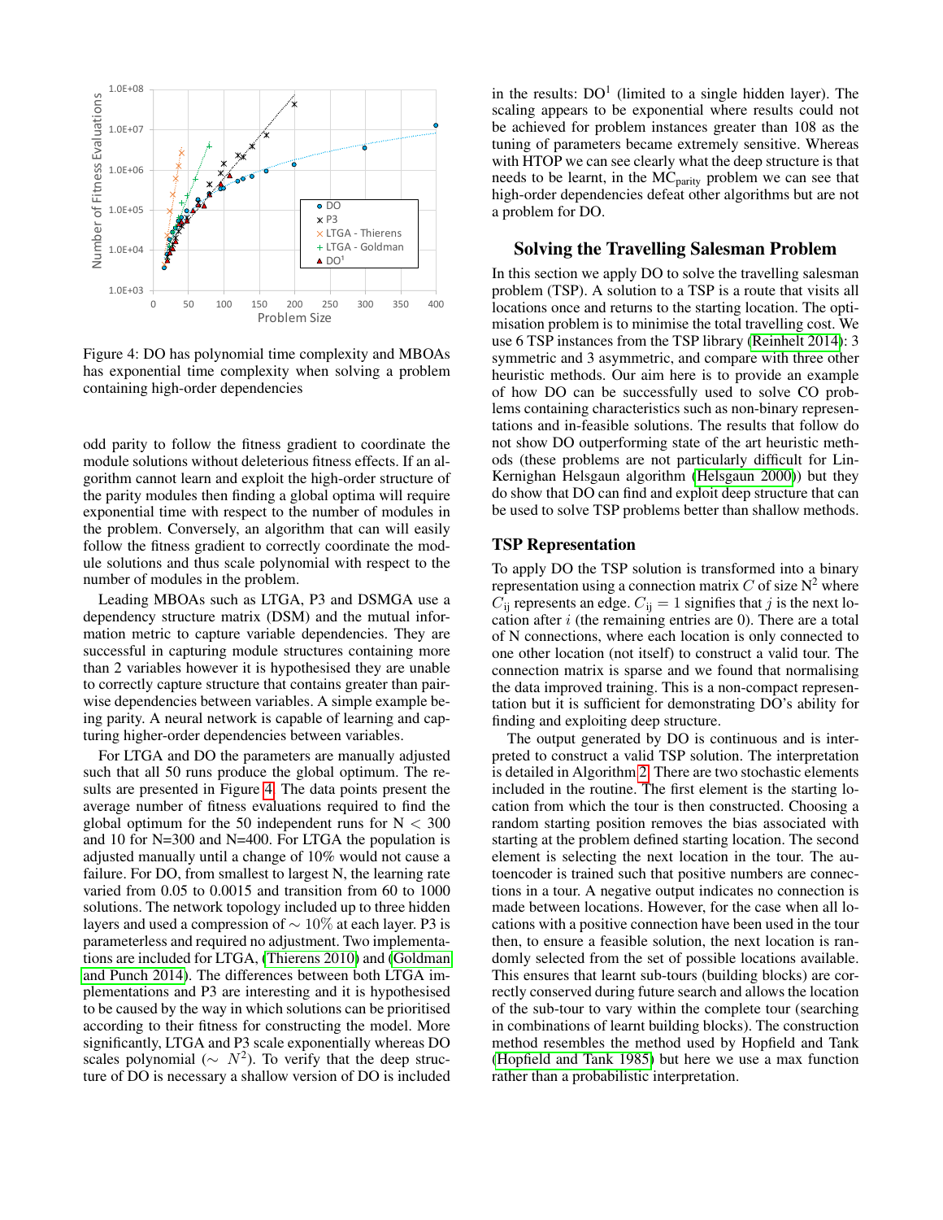Figure 4: DO has polynomial time complexity and MBOAs has exponential time complexity when solving a problem containing high-order dependencies

odd parity to follow the fitness gradient to coordinate the module solutions without deleterious fitness effects. If an algorithm cannot learn and exploit the high-order structure of the parity modules then finding a global optima will require exponential time with respect to the number of modules in the problem. Conversely, an algorithm that can will easily follow the fitness gradient to correctly coordinate the module solutions and thus scale polynomial with respect to the number of modules in the problem.

Leading MBOAs such as LTGA, P3 and DSMGA use a dependency structure matrix (DSM) and the mutual information metric to capture variable dependencies. They are successful in capturing module structures containing more than 2 variables however it is hypothesised they are unable to correctly capture structure that contains greater than pairwise dependencies between variables. A simple example being parity. A neural network is capable of learning and capturing higher-order dependencies between variables.

For LTGA and DO the parameters are manually adjusted such that all 50 runs produce the global optimum. The results are presented in Figure 4. The data points present the average number of fitness evaluations required to find the global optimum for the 50 independent runs for $N < 300$ and 10 for N=300 and N=400. For LTGA the population is adjusted manually until a change of 10% would not cause a failure. For DO, from smallest to largest N, the learning rate varied from 0.05 to 0.0015 and transition from 60 to 1000 solutions. The network topology included up to three hidden layers and used a compression of $\sim 10\%$ at each layer. P3 is parameterless and required no adjustment. Two implementations are included for LTGA, (Thierens 2010) and (Goldman and Punch 2014). The differences between both LTGA implementations and P3 are interesting and it is hypothesised to be caused by the way in which solutions can be prioritised according to their fitness for constructing the model. More significantly, LTGA and P3 scale exponentially whereas DO scales polynomial ($\sim N^2$). To verify that the deep structure of DO is necessary a shallow version of DO is included in the results: DO[1] (limited to a single hidden layer). The scaling appears to be exponential where results could not be achieved for problem instances greater than 108 as the tuning of parameters became extremely sensitive. Whereas with HTOP we can see clearly what the deep structure is that needs to be learnt, in the $\text{MC}_{\text{parity}}$ problem we can see that high-order dependencies defeat other algorithms but are not a problem for DO.

## Solving the Travelling Salesman Problem

In this section we apply DO to solve the travelling salesman problem (TSP). A solution to a TSP is a route that visits all locations once and returns to the starting location. The optimisation problem is to minimise the total travelling cost. We use 6 TSP instances from the TSP library (Reinhelt 2014): 3 symmetric and 3 asymmetric, and compare with three other heuristic methods. Our aim here is to provide an example of how DO can be successfully used to solve CO problems containing characteristics such as non-binary representations and in-feasible solutions. The results that follow do not show DO outperforming state of the art heuristic methods (these problems are not particularly difficult for Lin-Kernighan Helsgaun algorithm (Helsgaun 2000)) but they do show that DO can find and exploit deep structure that can be used to solve TSP problems better than shallow methods.

### TSP Representation

To apply DO the TSP solution is transformed into a binary representation using a connection matrix $C$ of size $\text{N}^2$ where $C_{\text{ij}}$ represents an edge. $C_{\text{ij}} = 1$ signifies that $j$ is the next location after $i$ (the remaining entries are 0). There are a total of N connections, where each location is only connected to one other location (not itself) to construct a valid tour. The connection matrix is sparse and we found that normalising the data improved training. This is a non-compact representation but it is sufficient for demonstrating DO's ability for finding and exploiting deep structure.

The output generated by DO is continuous and is interpreted to construct a valid TSP solution. The interpretation is detailed in Algorithm 2. There are two stochastic elements included in the routine. The first element is the starting location from which the tour is then constructed. Choosing a random starting position removes the bias associated with starting at the problem defined starting location. The second element is selecting the next location in the tour. The autoencoder is trained such that positive numbers are connections in a tour. A negative output indicates no connection is made between locations. However, for the case when all locations with a positive connection have been used in the tour then, to ensure a feasible solution, the next location is randomly selected from the set of possible locations available. This ensures that learnt sub-tours (building blocks) are correctly conserved during future search and allows the location of the sub-tour to vary within the complete tour (searching in combinations of learnt building blocks). The construction method resembles the method used by Hopfield and Tank (Hopfield and Tank 1985) but here we use a max function rather than a probabilistic interpretation.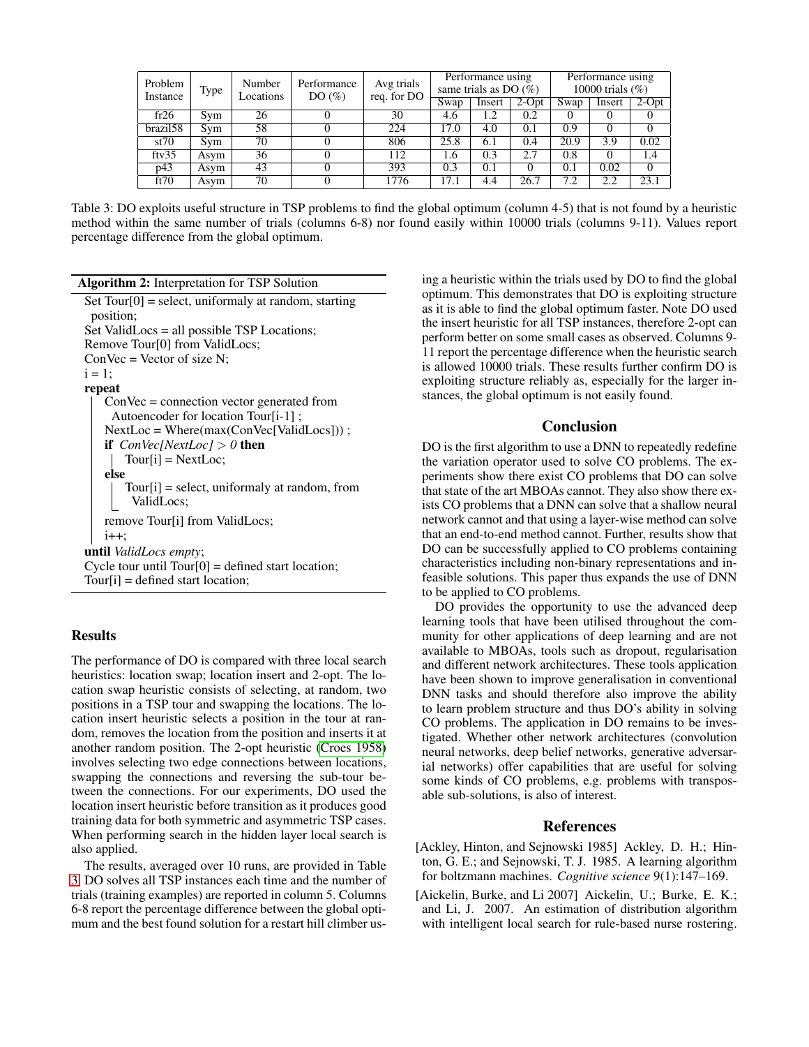| Problem Instance | Type | Number Locations | Performance DO (%) | Avg trials req. for DO | Performance using same trials as DO (%) | | | Performance using 10000 trials (%) | | |
|---|---|---|---|---|---|---|---|---|---|---|
| | | | | | Swap | Insert | 2-Opt | Swap | Insert | 2-Opt |
| fr26 | Sym | 26 | 0 | 30 | 4.6 | 1.2 | 0.2 | 0 | 0 | 0 |
| brazil58 | Sym | 58 | 0 | 224 | 17.0 | 4.0 | 0.1 | 0.9 | 0 | 0 |
| st70 | Sym | 70 | 0 | 806 | 25.8 | 6.1 | 0.4 | 20.9 | 3.9 | 0.02 |
| ftv35 | Asym | 36 | 0 | 112 | 1.6 | 0.3 | 2.7 | 0.8 | 0 | 1.4 |
| p43 | Asym | 43 | 0 | 393 | 0.3 | 0.1 | 0 | 0.1 | 0.02 | 0 |
| ft70 | Asym | 70 | 0 | 1776 | 17.1 | 4.4 | 26.7 | 7.2 | 2.2 | 23.1 |

Table 3: DO exploits useful structure in TSP problems to find the global optimum (column 4-5) that is not found by a heuristic method within the same number of trials (columns 6-8) nor found easily within 10000 trials (columns 9-11). Values report percentage difference from the global optimum.

**Algorithm 2:** Interpretation for TSP Solution

```
Set Tour[0] = select, uniformaly at random, starting
  position;
Set ValidLocs = all possible TSP Locations;
Remove Tour[0] from ValidLocs;
ConVec = Vector of size N;
i = 1;
repeat
    ConVec = connection vector generated from
      Autoencoder for location Tour[i-1] ;
    NextLoc = Where(max(ConVec[ValidLocs])) ;
    if ConVec[NextLoc] > 0 then
        Tour[i] = NextLoc;
    else
        Tour[i] = select, uniformaly at random, from
          ValidLocs;
    remove Tour[i] from ValidLocs;
    i++;
until ValidLocs empty;
Cycle tour until Tour[0] = defined start location;
Tour[i] = defined start location;
```

## Results

The performance of DO is compared with three local search heuristics: location swap; location insert and 2-opt. The location swap heuristic consists of selecting, at random, two positions in a TSP tour and swapping the locations. The location insert heuristic selects a position in the tour at random, removes the location from the position and inserts it at another random position. The 2-opt heuristic (Croes 1958) involves selecting two edge connections between locations, swapping the connections and reversing the sub-tour between the connections. For our experiments, DO used the location insert heuristic before transition as it produces good training data for both symmetric and asymmetric TSP cases. When performing search in the hidden layer local search is also applied.

The results, averaged over 10 runs, are provided in Table 3. DO solves all TSP instances each time and the number of trials (training examples) are reported in column 5. Columns 6-8 report the percentage difference between the global optimum and the best found solution for a restart hill climber using a heuristic within the trials used by DO to find the global optimum. This demonstrates that DO is exploiting structure as it is able to find the global optimum faster. Note DO used the insert heuristic for all TSP instances, therefore 2-opt can perform better on some small cases as observed. Columns 9-11 report the percentage difference when the heuristic search is allowed 10000 trials. These results further confirm DO is exploiting structure reliably as, especially for the larger instances, the global optimum is not easily found.

## Conclusion

DO is the first algorithm to use a DNN to repeatedly redefine the variation operator used to solve CO problems. The experiments show there exist CO problems that DO can solve that state of the art MBOAs cannot. They also show there exists CO problems that a DNN can solve that a shallow neural network cannot and that using a layer-wise method can solve that an end-to-end method cannot. Further, results show that DO can be successfully applied to CO problems containing characteristics including non-binary representations and infeasible solutions. This paper thus expands the use of DNN to be applied to CO problems.

DO provides the opportunity to use the advanced deep learning tools that have been utilised throughout the community for other applications of deep learning and are not available to MBOAs, tools such as dropout, regularisation and different network architectures. These tools application have been shown to improve generalisation in conventional DNN tasks and should therefore also improve the ability to learn problem structure and thus DO's ability in solving CO problems. The application in DO remains to be investigated. Whether other network architectures (convolution neural networks, deep belief networks, generative adversarial networks) offer capabilities that are useful for solving some kinds of CO problems, e.g. problems with transposable sub-solutions, is also of interest.

## References

[Ackley, Hinton, and Sejnowski 1985] Ackley, D. H.; Hinton, G. E.; and Sejnowski, T. J. 1985. A learning algorithm for boltzmann machines. *Cognitive science* 9(1):147–169.

[Aickelin, Burke, and Li 2007] Aickelin, U.; Burke, E. K.; and Li, J. 2007. An estimation of distribution algorithm with intelligent local search for rule-based nurse rostering.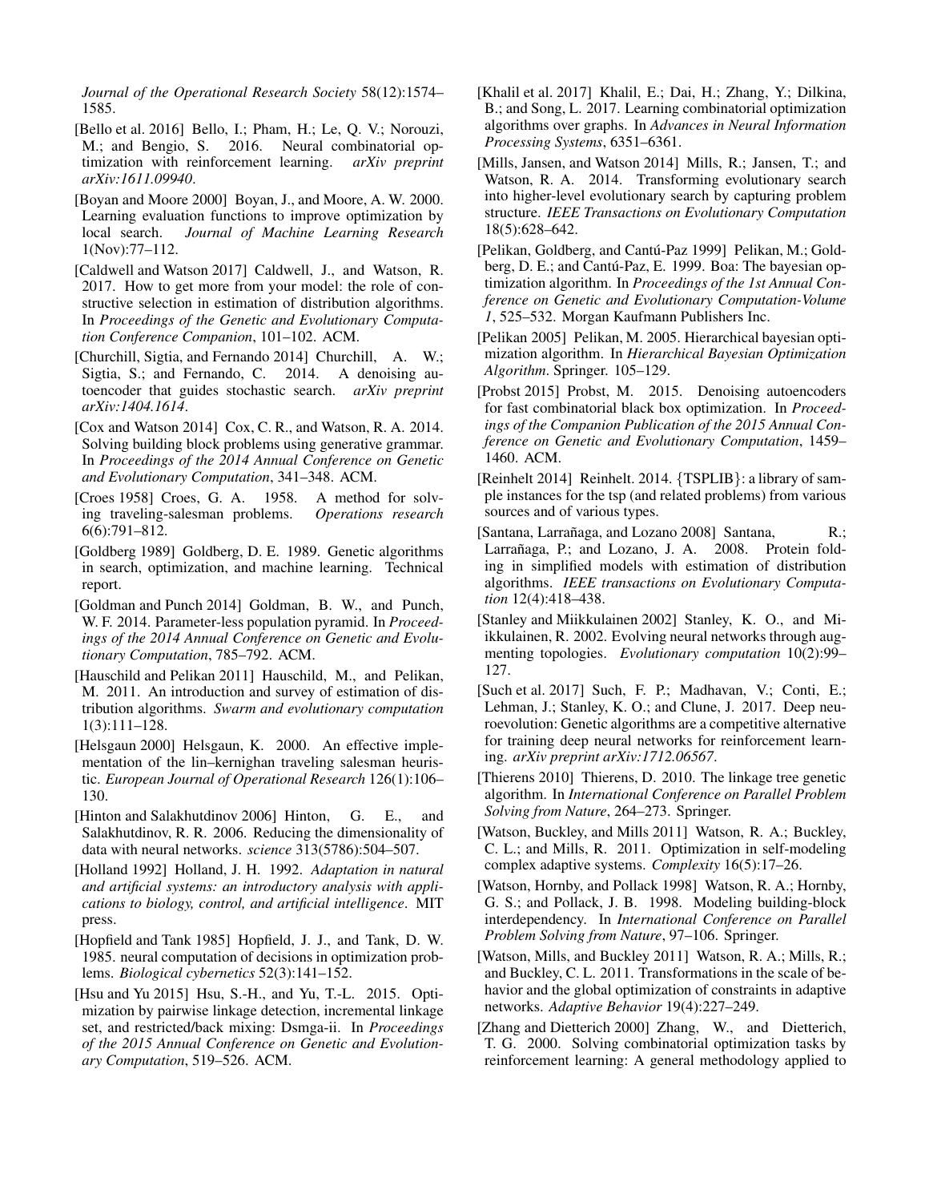*Journal of the Operational Research Society* 58(12):1574–1585.

[Bello et al. 2016] Bello, I.; Pham, H.; Le, Q. V.; Norouzi, M.; and Bengio, S. 2016. Neural combinatorial optimization with reinforcement learning. *arXiv preprint arXiv:1611.09940*.

[Boyan and Moore 2000] Boyan, J., and Moore, A. W. 2000. Learning evaluation functions to improve optimization by local search. *Journal of Machine Learning Research* 1(Nov):77–112.

[Caldwell and Watson 2017] Caldwell, J., and Watson, R. 2017. How to get more from your model: the role of constructive selection in estimation of distribution algorithms. In *Proceedings of the Genetic and Evolutionary Computation Conference Companion*, 101–102. ACM.

[Churchill, Sigtia, and Fernando 2014] Churchill, A. W.; Sigtia, S.; and Fernando, C. 2014. A denoising autoencoder that guides stochastic search. *arXiv preprint arXiv:1404.1614*.

[Cox and Watson 2014] Cox, C. R., and Watson, R. A. 2014. Solving building block problems using generative grammar. In *Proceedings of the 2014 Annual Conference on Genetic and Evolutionary Computation*, 341–348. ACM.

[Croes 1958] Croes, G. A. 1958. A method for solving traveling-salesman problems. *Operations research* 6(6):791–812.

[Goldberg 1989] Goldberg, D. E. 1989. Genetic algorithms in search, optimization, and machine learning. Technical report.

[Goldman and Punch 2014] Goldman, B. W., and Punch, W. F. 2014. Parameter-less population pyramid. In *Proceedings of the 2014 Annual Conference on Genetic and Evolutionary Computation*, 785–792. ACM.

[Hauschild and Pelikan 2011] Hauschild, M., and Pelikan, M. 2011. An introduction and survey of estimation of distribution algorithms. *Swarm and evolutionary computation* 1(3):111–128.

[Helsgaun 2000] Helsgaun, K. 2000. An effective implementation of the lin–kernighan traveling salesman heuristic. *European Journal of Operational Research* 126(1):106–130.

[Hinton and Salakhutdinov 2006] Hinton, G. E., and Salakhutdinov, R. R. 2006. Reducing the dimensionality of data with neural networks. *science* 313(5786):504–507.

[Holland 1992] Holland, J. H. 1992. *Adaptation in natural and artificial systems: an introductory analysis with applications to biology, control, and artificial intelligence*. MIT press.

[Hopfield and Tank 1985] Hopfield, J. J., and Tank, D. W. 1985. neural computation of decisions in optimization problems. *Biological cybernetics* 52(3):141–152.

[Hsu and Yu 2015] Hsu, S.-H., and Yu, T.-L. 2015. Optimization by pairwise linkage detection, incremental linkage set, and restricted/back mixing: Dsmga-ii. In *Proceedings of the 2015 Annual Conference on Genetic and Evolutionary Computation*, 519–526. ACM.

[Khalil et al. 2017] Khalil, E.; Dai, H.; Zhang, Y.; Dilkina, B.; and Song, L. 2017. Learning combinatorial optimization algorithms over graphs. In *Advances in Neural Information Processing Systems*, 6351–6361.

[Mills, Jansen, and Watson 2014] Mills, R.; Jansen, T.; and Watson, R. A. 2014. Transforming evolutionary search into higher-level evolutionary search by capturing problem structure. *IEEE Transactions on Evolutionary Computation* 18(5):628–642.

[Pelikan, Goldberg, and Cantú-Paz 1999] Pelikan, M.; Goldberg, D. E.; and Cantú-Paz, E. 1999. Boa: The bayesian optimization algorithm. In *Proceedings of the 1st Annual Conference on Genetic and Evolutionary Computation-Volume 1*, 525–532. Morgan Kaufmann Publishers Inc.

[Pelikan 2005] Pelikan, M. 2005. Hierarchical bayesian optimization algorithm. In *Hierarchical Bayesian Optimization Algorithm*. Springer. 105–129.

[Probst 2015] Probst, M. 2015. Denoising autoencoders for fast combinatorial black box optimization. In *Proceedings of the Companion Publication of the 2015 Annual Conference on Genetic and Evolutionary Computation*, 1459–1460. ACM.

[Reinhelt 2014] Reinhelt. 2014. {TSPLIB}: a library of sample instances for the tsp (and related problems) from various sources and of various types.

[Santana, Larrañaga, and Lozano 2008] Santana, R.; Larrañaga, P.; and Lozano, J. A. 2008. Protein folding in simplified models with estimation of distribution algorithms. *IEEE transactions on Evolutionary Computation* 12(4):418–438.

[Stanley and Miikkulainen 2002] Stanley, K. O., and Miikkulainen, R. 2002. Evolving neural networks through augmenting topologies. *Evolutionary computation* 10(2):99–127.

[Such et al. 2017] Such, F. P.; Madhavan, V.; Conti, E.; Lehman, J.; Stanley, K. O.; and Clune, J. 2017. Deep neuroevolution: Genetic algorithms are a competitive alternative for training deep neural networks for reinforcement learning. *arXiv preprint arXiv:1712.06567*.

[Thierens 2010] Thierens, D. 2010. The linkage tree genetic algorithm. In *International Conference on Parallel Problem Solving from Nature*, 264–273. Springer.

[Watson, Buckley, and Mills 2011] Watson, R. A.; Buckley, C. L.; and Mills, R. 2011. Optimization in self-modeling complex adaptive systems. *Complexity* 16(5):17–26.

[Watson, Hornby, and Pollack 1998] Watson, R. A.; Hornby, G. S.; and Pollack, J. B. 1998. Modeling building-block interdependency. In *International Conference on Parallel Problem Solving from Nature*, 97–106. Springer.

[Watson, Mills, and Buckley 2011] Watson, R. A.; Mills, R.; and Buckley, C. L. 2011. Transformations in the scale of behavior and the global optimization of constraints in adaptive networks. *Adaptive Behavior* 19(4):227–249.

[Zhang and Dietterich 2000] Zhang, W., and Dietterich, T. G. 2000. Solving combinatorial optimization tasks by reinforcement learning: A general methodology applied to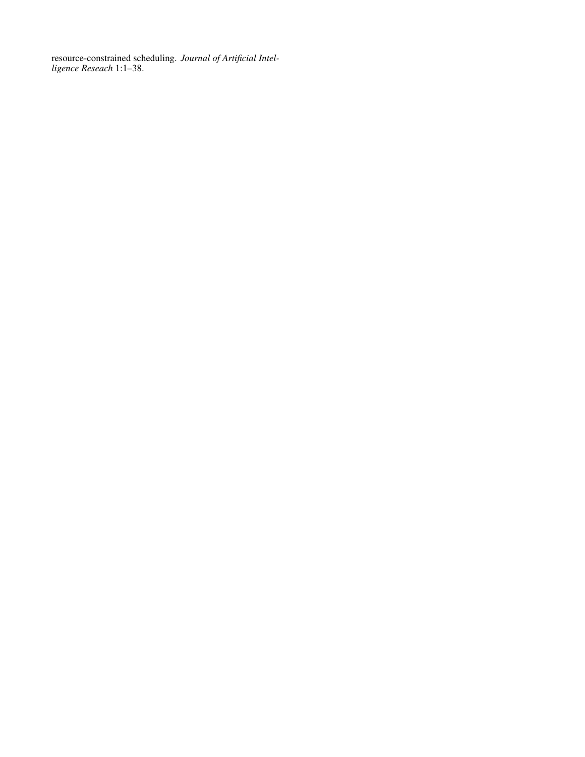resource-constrained scheduling. *Journal of Artificial Intelligence Reseach* 1:1–38.